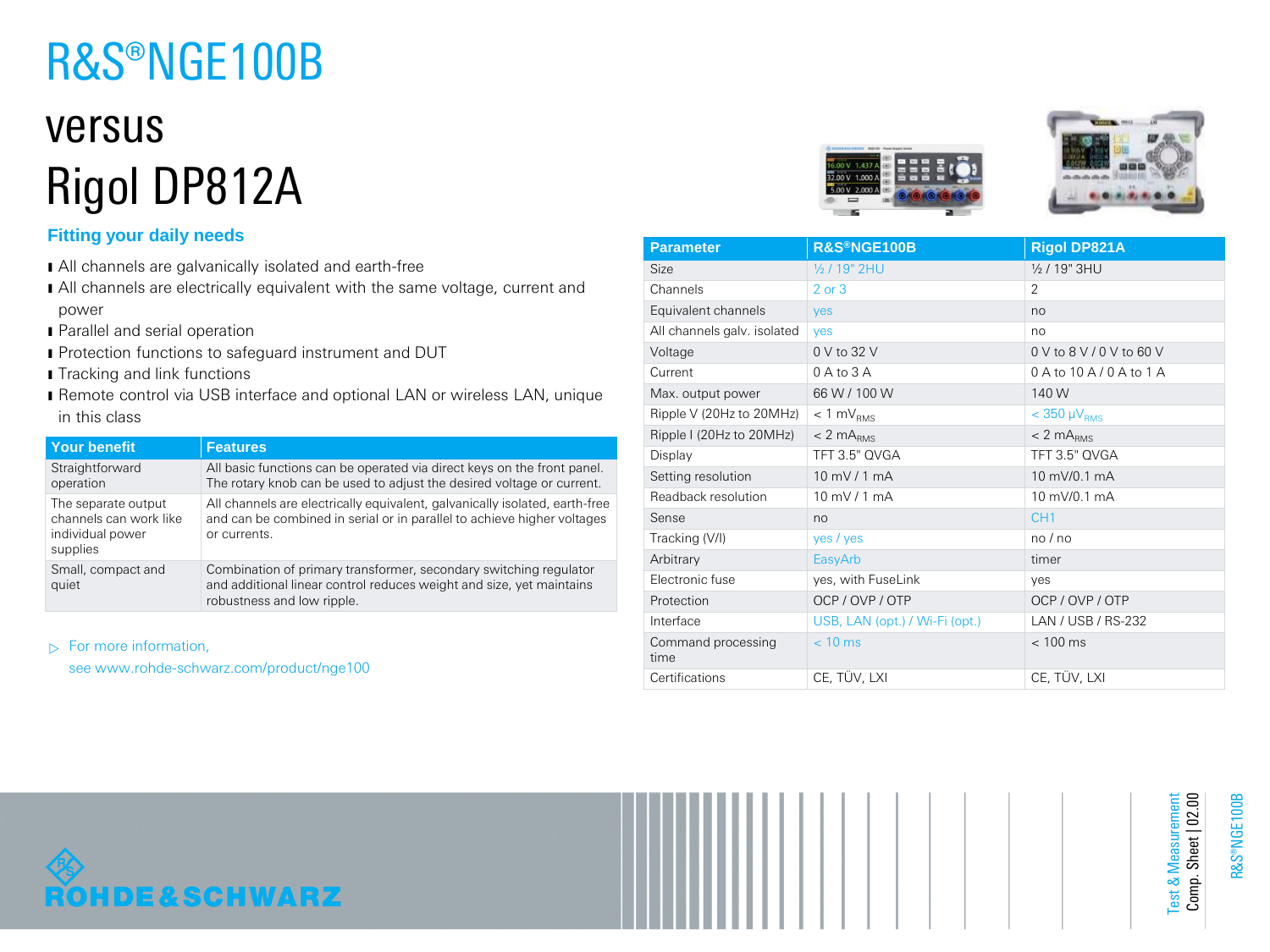# R&S®NGE100B

# versus

# Rigol DP812A

## Fitting your daily needs

- All channels are galvanically isolated and earth-free
- All channels are electrically equivalent with the same voltage, current and power
- Parallel and serial operation
- Protection functions to safeguard instrument and DUT
- Tracking and link functions
- Remote control via USB interface and optional LAN or wireless LAN, unique in this class

| Your benefit | Features |
|---|---|
| Straightforward operation | All basic functions can be operated via direct keys on the front panel. The rotary knob can be used to adjust the desired voltage or current. |
| The separate output channels can work like individual power supplies | All channels are electrically equivalent, galvanically isolated, earth-free and can be combined in serial or in parallel to achieve higher voltages or currents. |
| Small, compact and quiet | Combination of primary transformer, secondary switching regulator and additional linear control reduces weight and size, yet maintains robustness and low ripple. |

▷ For more information, see www.rohde-schwarz.com/product/nge100

| Parameter | R&S®NGE100B | Rigol DP821A |
|---|---|---|
| Size | ½ / 19" 2HU | ½ / 19" 3HU |
| Channels | 2 or 3 | 2 |
| Equivalent channels | yes | no |
| All channels galv. isolated | yes | no |
| Voltage | 0 V to 32 V | 0 V to 8 V / 0 V to 60 V |
| Current | 0 A to 3 A | 0 A to 10 A / 0 A to 1 A |
| Max. output power | 66 W / 100 W | 140 W |
| Ripple V (20Hz to 20MHz) | < 1 $mV_{RMS}$ | < 350 $\mu V_{RMS}$ |
| Ripple I (20Hz to 20MHz) | < 2 $mA_{RMS}$ | < 2 $mA_{RMS}$ |
| Display | TFT 3.5" QVGA | TFT 3.5" QVGA |
| Setting resolution | 10 mV / 1 mA | 10 mV/0.1 mA |
| Readback resolution | 10 mV / 1 mA | 10 mV/0.1 mA |
| Sense | no | CH1 |
| Tracking (V/I) | yes / yes | no / no |
| Arbitrary | EasyArb | timer |
| Electronic fuse | yes, with FuseLink | yes |
| Protection | OCP / OVP / OTP | OCP / OVP / OTP |
| Interface | USB, LAN (opt.) / Wi-Fi (opt.) | LAN / USB / RS-232 |
| Command processing time | < 10 ms | < 100 ms |
| Certifications | CE, TÜV, LXI | CE, TÜV, LXI |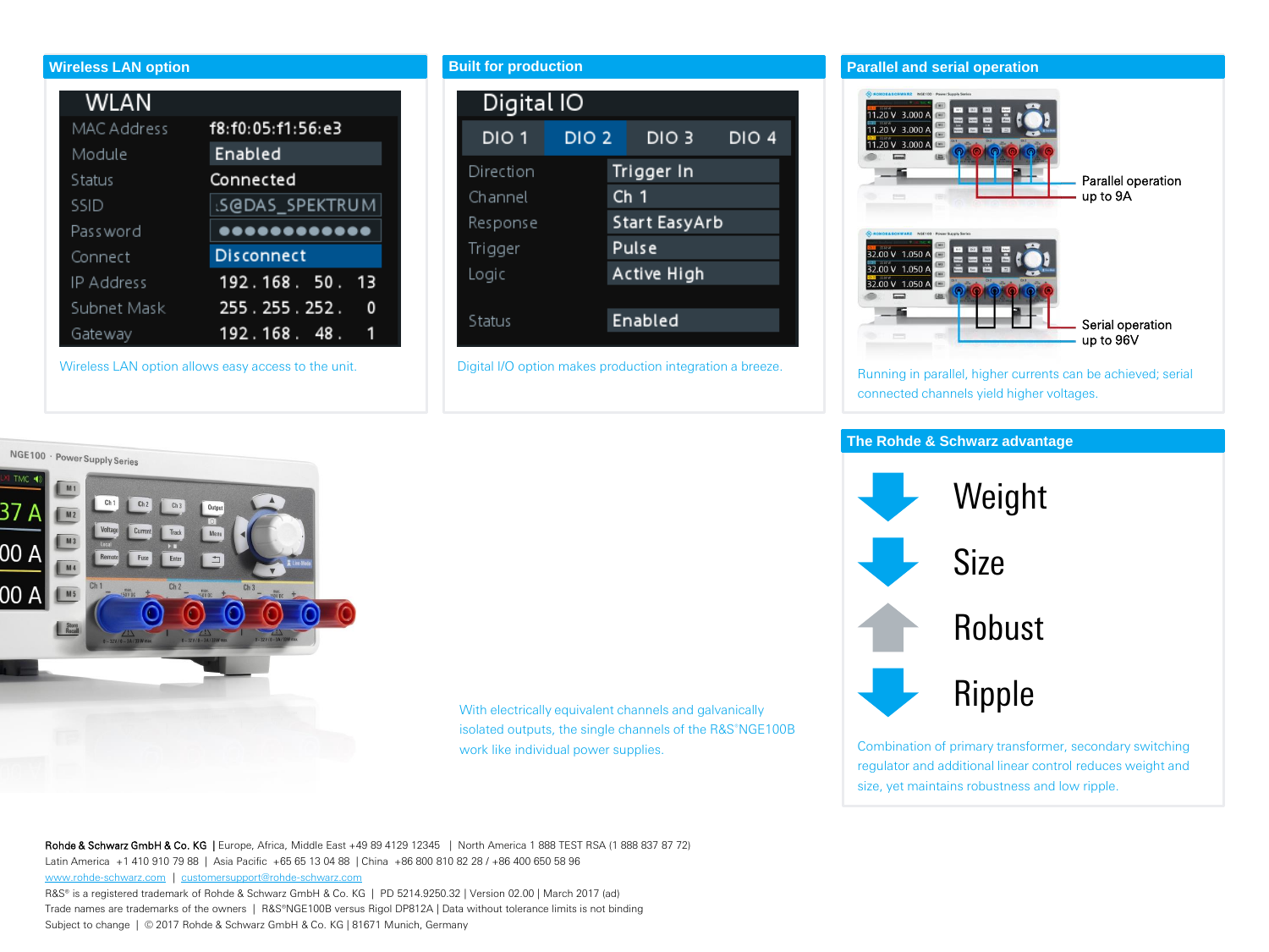## Wireless LAN option

WLAN

MAC Address f8:f0:05:f1:56:e3
Module Enabled
Status Connected
SSID S@DAS_SPEKTRUM
Password ●●●●●●●●●●●●
Connect Disconnect
IP Address 192 . 168 . 50 . 13
Subnet Mask 255 . 255 . 252 . 0
Gateway 192 . 168 . 48 . 1

Wireless LAN option allows easy access to the unit.

## Built for production

Digital IO

DIO 1 DIO 2 DIO 3 DIO 4

Direction Trigger In
Channel Ch 1
Response Start EasyArb
Trigger Pulse
Logic Active High
Status Enabled

Digital I/O option makes production integration a breeze.

## Parallel and serial operation

Parallel operation up to 9A

Serial operation up to 96V

Running in parallel, higher currents can be achieved; serial connected channels yield higher voltages.

With electrically equivalent channels and galvanically isolated outputs, the single channels of the R&S®NGE100B work like individual power supplies.

## The Rohde & Schwarz advantage

Weight

Size

Robust

Ripple

Combination of primary transformer, secondary switching regulator and additional linear control reduces weight and size, yet maintains robustness and low ripple.

**Rohde & Schwarz GmbH & Co. KG** | Europe, Africa, Middle East +49 89 4129 12345 | North America 1 888 TEST RSA (1 888 837 87 72)
Latin America +1 410 910 79 88 | Asia Pacific +65 65 13 04 88 | China +86 800 810 82 28 / +86 400 650 58 96
www.rohde-schwarz.com | customersupport@rohde-schwarz.com
R&S® is a registered trademark of Rohde & Schwarz GmbH & Co. KG | PD 5214.9250.32 | Version 02.00 | March 2017 (ad)
Trade names are trademarks of the owners | R&S®NGE100B versus Rigol DP812A | Data without tolerance limits is not binding
Subject to change | © 2017 Rohde & Schwarz GmbH & Co. KG | 81671 Munich, Germany